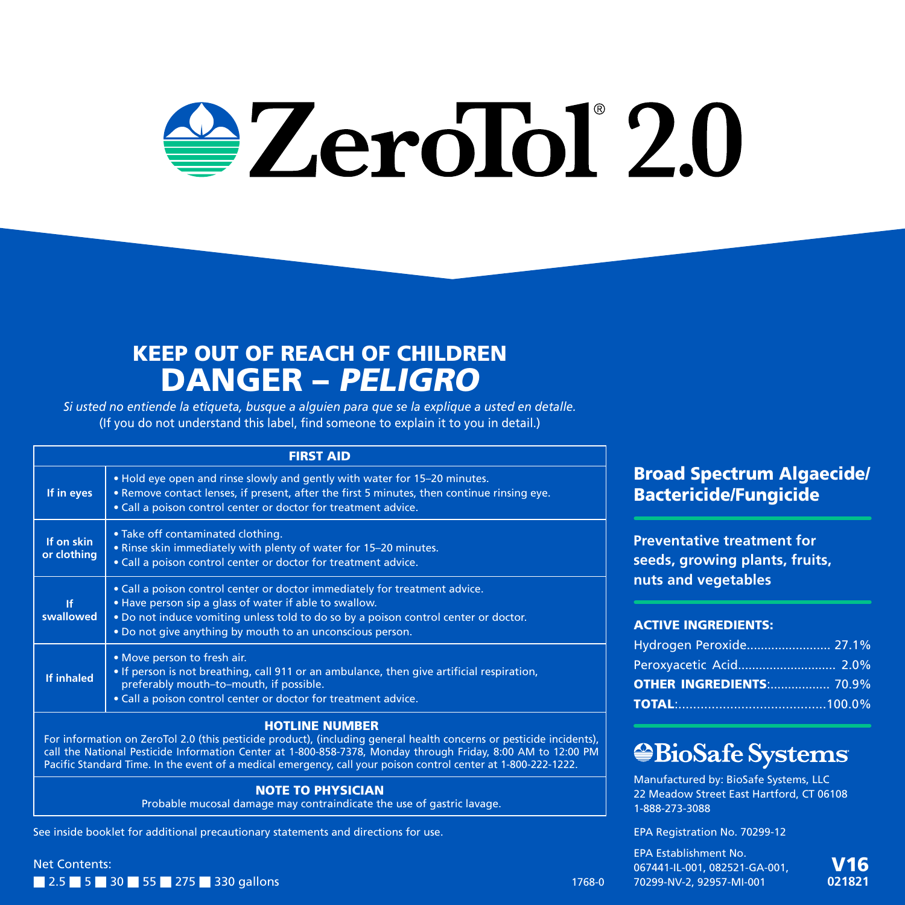# ZeroTol® 2.0

## KEEP OUT OF REACH OF CHILDREN
## DANGER – *PELIGRO*

*Si usted no entiende la etiqueta, busque a alguien para que se la explique a usted en detalle.*
(If you do not understand this label, find someone to explain it to you in detail.)

| FIRST AID | |
|---|---|
| **If in eyes** | • Hold eye open and rinse slowly and gently with water for 15–20 minutes.<br>• Remove contact lenses, if present, after the first 5 minutes, then continue rinsing eye.<br>• Call a poison control center or doctor for treatment advice. |
| **If on skin or clothing** | • Take off contaminated clothing.<br>• Rinse skin immediately with plenty of water for 15–20 minutes.<br>• Call a poison control center or doctor for treatment advice. |
| **If swallowed** | • Call a poison control center or doctor immediately for treatment advice.<br>• Have person sip a glass of water if able to swallow.<br>• Do not induce vomiting unless told to do so by a poison control center or doctor.<br>• Do not give anything by mouth to an unconscious person. |
| **If inhaled** | • Move person to fresh air.<br>• If person is not breathing, call 911 or an ambulance, then give artificial respiration, preferably mouth–to–mouth, if possible.<br>• Call a poison control center or doctor for treatment advice. |

**HOTLINE NUMBER**

For information on ZeroTol 2.0 (this pesticide product), (including general health concerns or pesticide incidents), call the National Pesticide Information Center at 1-800-858-7378, Monday through Friday, 8:00 AM to 12:00 PM Pacific Standard Time. In the event of a medical emergency, call your poison control center at 1-800-222-1222.

**NOTE TO PHYSICIAN**

Probable mucosal damage may contraindicate the use of gastric lavage.

See inside booklet for additional precautionary statements and directions for use.

Net Contents:
☐ 2.5 ☐ 5 ☐ 30 ☐ 55 ☐ 275 ☐ 330 gallons

1768-0

## Broad Spectrum Algaecide/ Bactericide/Fungicide

**Preventative treatment for seeds, growing plants, fruits, nuts and vegetables**

**ACTIVE INGREDIENTS:**

| | |
|---|---|
| Hydrogen Peroxide | 27.1% |
| Peroxyacetic Acid | 2.0% |
| **OTHER INGREDIENTS:** | 70.9% |
| **TOTAL:** | 100.0% |

**BioSafe Systems**

Manufactured by: BioSafe Systems, LLC
22 Meadow Street East Hartford, CT 06108
1-888-273-3088

EPA Registration No. 70299-12

EPA Establishment No.
067441-IL-001, 082521-GA-001,
70299-NV-2, 92957-MI-001

**V16**
**021821**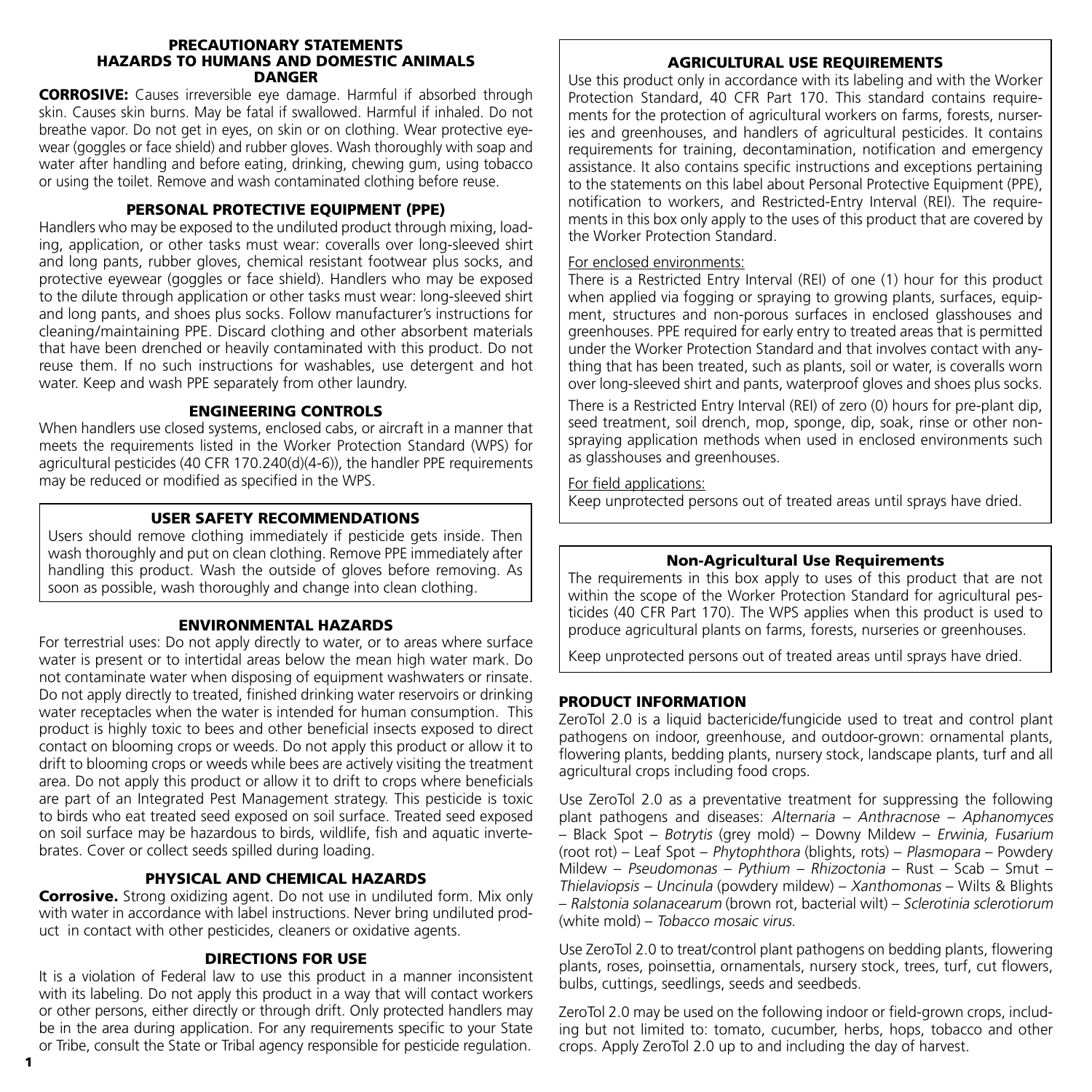## PRECAUTIONARY STATEMENTS
## HAZARDS TO HUMANS AND DOMESTIC ANIMALS
## DANGER

**CORROSIVE:** Causes irreversible eye damage. Harmful if absorbed through skin. Causes skin burns. May be fatal if swallowed. Harmful if inhaled. Do not breathe vapor. Do not get in eyes, on skin or on clothing. Wear protective eyewear (goggles or face shield) and rubber gloves. Wash thoroughly with soap and water after handling and before eating, drinking, chewing gum, using tobacco or using the toilet. Remove and wash contaminated clothing before reuse.

### PERSONAL PROTECTIVE EQUIPMENT (PPE)

Handlers who may be exposed to the undiluted product through mixing, loading, application, or other tasks must wear: coveralls over long-sleeved shirt and long pants, rubber gloves, chemical resistant footwear plus socks, and protective eyewear (goggles or face shield). Handlers who may be exposed to the dilute through application or other tasks must wear: long-sleeved shirt and long pants, and shoes plus socks. Follow manufacturer's instructions for cleaning/maintaining PPE. Discard clothing and other absorbent materials that have been drenched or heavily contaminated with this product. Do not reuse them. If no such instructions for washables, use detergent and hot water. Keep and wash PPE separately from other laundry.

### ENGINEERING CONTROLS

When handlers use closed systems, enclosed cabs, or aircraft in a manner that meets the requirements listed in the Worker Protection Standard (WPS) for agricultural pesticides (40 CFR 170.240(d)(4-6)), the handler PPE requirements may be reduced or modified as specified in the WPS.

### USER SAFETY RECOMMENDATIONS

Users should remove clothing immediately if pesticide gets inside. Then wash thoroughly and put on clean clothing. Remove PPE immediately after handling this product. Wash the outside of gloves before removing. As soon as possible, wash thoroughly and change into clean clothing.

### ENVIRONMENTAL HAZARDS

For terrestrial uses: Do not apply directly to water, or to areas where surface water is present or to intertidal areas below the mean high water mark. Do not contaminate water when disposing of equipment washwaters or rinsate. Do not apply directly to treated, finished drinking water reservoirs or drinking water receptacles when the water is intended for human consumption. This product is highly toxic to bees and other beneficial insects exposed to direct contact on blooming crops or weeds. Do not apply this product or allow it to drift to blooming crops or weeds while bees are actively visiting the treatment area. Do not apply this product or allow it to drift to crops where beneficials are part of an Integrated Pest Management strategy. This pesticide is toxic to birds who eat treated seed exposed on soil surface. Treated seed exposed on soil surface may be hazardous to birds, wildlife, fish and aquatic invertebrates. Cover or collect seeds spilled during loading.

### PHYSICAL AND CHEMICAL HAZARDS

**Corrosive.** Strong oxidizing agent. Do not use in undiluted form. Mix only with water in accordance with label instructions. Never bring undiluted product in contact with other pesticides, cleaners or oxidative agents.

### DIRECTIONS FOR USE

It is a violation of Federal law to use this product in a manner inconsistent with its labeling. Do not apply this product in a way that will contact workers or other persons, either directly or through drift. Only protected handlers may be in the area during application. For any requirements specific to your State or Tribe, consult the State or Tribal agency responsible for pesticide regulation.

### AGRICULTURAL USE REQUIREMENTS

Use this product only in accordance with its labeling and with the Worker Protection Standard, 40 CFR Part 170. This standard contains requirements for the protection of agricultural workers on farms, forests, nurseries and greenhouses, and handlers of agricultural pesticides. It contains requirements for training, decontamination, notification and emergency assistance. It also contains specific instructions and exceptions pertaining to the statements on this label about Personal Protective Equipment (PPE), notification to workers, and Restricted-Entry Interval (REI). The requirements in this box only apply to the uses of this product that are covered by the Worker Protection Standard.

For enclosed environments:

There is a Restricted Entry Interval (REI) of one (1) hour for this product when applied via fogging or spraying to growing plants, surfaces, equipment, structures and non-porous surfaces in enclosed glasshouses and greenhouses. PPE required for early entry to treated areas that is permitted under the Worker Protection Standard and that involves contact with anything that has been treated, such as plants, soil or water, is coveralls worn over long-sleeved shirt and pants, waterproof gloves and shoes plus socks.

There is a Restricted Entry Interval (REI) of zero (0) hours for pre-plant dip, seed treatment, soil drench, mop, sponge, dip, soak, rinse or other non-spraying application methods when used in enclosed environments such as glasshouses and greenhouses.

For field applications:

Keep unprotected persons out of treated areas until sprays have dried.

### Non-Agricultural Use Requirements

The requirements in this box apply to uses of this product that are not within the scope of the Worker Protection Standard for agricultural pesticides (40 CFR Part 170). The WPS applies when this product is used to produce agricultural plants on farms, forests, nurseries or greenhouses.

Keep unprotected persons out of treated areas until sprays have dried.

### PRODUCT INFORMATION

ZeroTol 2.0 is a liquid bactericide/fungicide used to treat and control plant pathogens on indoor, greenhouse, and outdoor-grown: ornamental plants, flowering plants, bedding plants, nursery stock, landscape plants, turf and all agricultural crops including food crops.

Use ZeroTol 2.0 as a preventative treatment for suppressing the following plant pathogens and diseases: *Alternaria* – *Anthracnose* – *Aphanomyces* – Black Spot – *Botrytis* (grey mold) – Downy Mildew – *Erwinia, Fusarium* (root rot) – Leaf Spot – *Phytophthora* (blights, rots) – *Plasmopara* – Powdery Mildew – *Pseudomonas* – *Pythium* – *Rhizoctonia* – Rust – Scab – Smut – *Thielaviopsis* – *Uncinula* (powdery mildew) – *Xanthomonas* – Wilts & Blights – *Ralstonia solanacearum* (brown rot, bacterial wilt) – *Sclerotinia sclerotiorum* (white mold) – *Tobacco mosaic virus.*

Use ZeroTol 2.0 to treat/control plant pathogens on bedding plants, flowering plants, roses, poinsettia, ornamentals, nursery stock, trees, turf, cut flowers, bulbs, cuttings, seedlings, seeds and seedbeds.

ZeroTol 2.0 may be used on the following indoor or field-grown crops, including but not limited to: tomato, cucumber, herbs, hops, tobacco and other crops. Apply ZeroTol 2.0 up to and including the day of harvest.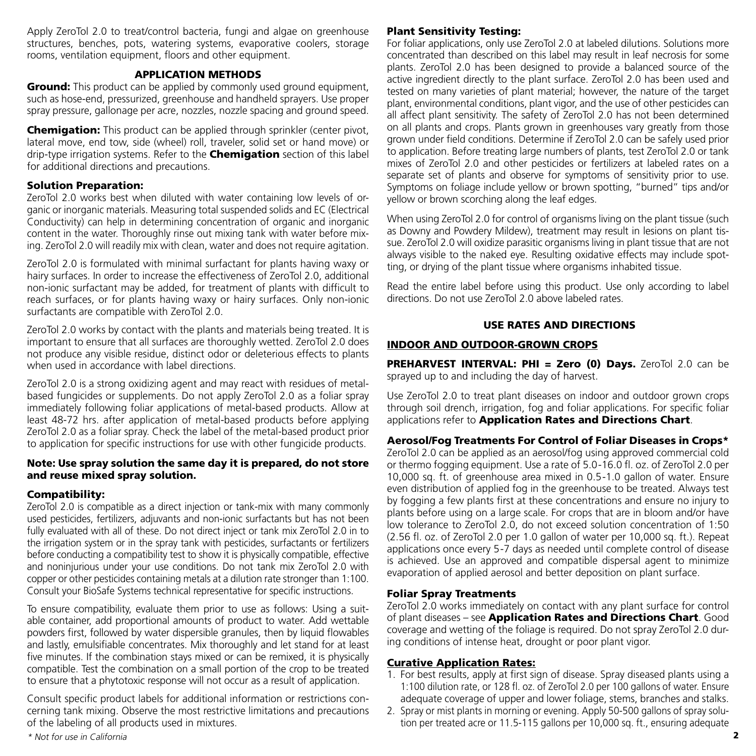Apply ZeroTol 2.0 to treat/control bacteria, fungi and algae on greenhouse structures, benches, pots, watering systems, evaporative coolers, storage rooms, ventilation equipment, floors and other equipment.

## APPLICATION METHODS

**Ground:** This product can be applied by commonly used ground equipment, such as hose-end, pressurized, greenhouse and handheld sprayers. Use proper spray pressure, gallonage per acre, nozzles, nozzle spacing and ground speed.

**Chemigation:** This product can be applied through sprinkler (center pivot, lateral move, end tow, side (wheel) roll, traveler, solid set or hand move) or drip-type irrigation systems. Refer to the **Chemigation** section of this label for additional directions and precautions.

### Solution Preparation:

ZeroTol 2.0 works best when diluted with water containing low levels of organic or inorganic materials. Measuring total suspended solids and EC (Electrical Conductivity) can help in determining concentration of organic and inorganic content in the water. Thoroughly rinse out mixing tank with water before mixing. ZeroTol 2.0 will readily mix with clean, water and does not require agitation.

ZeroTol 2.0 is formulated with minimal surfactant for plants having waxy or hairy surfaces. In order to increase the effectiveness of ZeroTol 2.0, additional non-ionic surfactant may be added, for treatment of plants with difficult to reach surfaces, or for plants having waxy or hairy surfaces. Only non-ionic surfactants are compatible with ZeroTol 2.0.

ZeroTol 2.0 works by contact with the plants and materials being treated. It is important to ensure that all surfaces are thoroughly wetted. ZeroTol 2.0 does not produce any visible residue, distinct odor or deleterious effects to plants when used in accordance with label directions.

ZeroTol 2.0 is a strong oxidizing agent and may react with residues of metal-based fungicides or supplements. Do not apply ZeroTol 2.0 as a foliar spray immediately following foliar applications of metal-based products. Allow at least 48-72 hrs. after application of metal-based products before applying ZeroTol 2.0 as a foliar spray. Check the label of the metal-based product prior to application for specific instructions for use with other fungicide products.

**Note: Use spray solution the same day it is prepared, do not store and reuse mixed spray solution.**

### Compatibility:

ZeroTol 2.0 is compatible as a direct injection or tank-mix with many commonly used pesticides, fertilizers, adjuvants and non-ionic surfactants but has not been fully evaluated with all of these. Do not direct inject or tank mix ZeroTol 2.0 in to the irrigation system or in the spray tank with pesticides, surfactants or fertilizers before conducting a compatibility test to show it is physically compatible, effective and noninjurious under your use conditions. Do not tank mix ZeroTol 2.0 with copper or other pesticides containing metals at a dilution rate stronger than 1:100. Consult your BioSafe Systems technical representative for specific instructions.

To ensure compatibility, evaluate them prior to use as follows: Using a suitable container, add proportional amounts of product to water. Add wettable powders first, followed by water dispersible granules, then by liquid flowables and lastly, emulsifiable concentrates. Mix thoroughly and let stand for at least five minutes. If the combination stays mixed or can be remixed, it is physically compatible. Test the combination on a small portion of the crop to be treated to ensure that a phytotoxic response will not occur as a result of application.

Consult specific product labels for additional information or restrictions concerning tank mixing. Observe the most restrictive limitations and precautions of the labeling of all products used in mixtures.

### Plant Sensitivity Testing:

For foliar applications, only use ZeroTol 2.0 at labeled dilutions. Solutions more concentrated than described on this label may result in leaf necrosis for some plants. ZeroTol 2.0 has been designed to provide a balanced source of the active ingredient directly to the plant surface. ZeroTol 2.0 has been used and tested on many varieties of plant material; however, the nature of the target plant, environmental conditions, plant vigor, and the use of other pesticides can all affect plant sensitivity. The safety of ZeroTol 2.0 has not been determined on all plants and crops. Plants grown in greenhouses vary greatly from those grown under field conditions. Determine if ZeroTol 2.0 can be safely used prior to application. Before treating large numbers of plants, test ZeroTol 2.0 or tank mixes of ZeroTol 2.0 and other pesticides or fertilizers at labeled rates on a separate set of plants and observe for symptoms of sensitivity prior to use. Symptoms on foliage include yellow or brown spotting, "burned" tips and/or yellow or brown scorching along the leaf edges.

When using ZeroTol 2.0 for control of organisms living on the plant tissue (such as Downy and Powdery Mildew), treatment may result in lesions on plant tissue. ZeroTol 2.0 will oxidize parasitic organisms living in plant tissue that are not always visible to the naked eye. Resulting oxidative effects may include spotting, or drying of the plant tissue where organisms inhabited tissue.

Read the entire label before using this product. Use only according to label directions. Do not use ZeroTol 2.0 above labeled rates.

## USE RATES AND DIRECTIONS

### INDOOR AND OUTDOOR-GROWN CROPS

**PREHARVEST INTERVAL: PHI = Zero (0) Days.** ZeroTol 2.0 can be sprayed up to and including the day of harvest.

Use ZeroTol 2.0 to treat plant diseases on indoor and outdoor grown crops through soil drench, irrigation, fog and foliar applications. For specific foliar applications refer to **Application Rates and Directions Chart**.

### Aerosol/Fog Treatments For Control of Foliar Diseases in Crops*

ZeroTol 2.0 can be applied as an aerosol/fog using approved commercial cold or thermo fogging equipment. Use a rate of 5.0-16.0 fl. oz. of ZeroTol 2.0 per 10,000 sq. ft. of greenhouse area mixed in 0.5-1.0 gallon of water. Ensure even distribution of applied fog in the greenhouse to be treated. Always test by fogging a few plants first at these concentrations and ensure no injury to plants before using on a large scale. For crops that are in bloom and/or have low tolerance to ZeroTol 2.0, do not exceed solution concentration of 1:50 (2.56 fl. oz. of ZeroTol 2.0 per 1.0 gallon of water per 10,000 sq. ft.). Repeat applications once every 5-7 days as needed until complete control of disease is achieved. Use an approved and compatible dispersal agent to minimize evaporation of applied aerosol and better deposition on plant surface.

### Foliar Spray Treatments

ZeroTol 2.0 works immediately on contact with any plant surface for control of plant diseases – see **Application Rates and Directions Chart**. Good coverage and wetting of the foliage is required. Do not spray ZeroTol 2.0 during conditions of intense heat, drought or poor plant vigor.

### Curative Application Rates:

1. For best results, apply at first sign of disease. Spray diseased plants using a 1:100 dilution rate, or 128 fl. oz. of ZeroTol 2.0 per 100 gallons of water. Ensure adequate coverage of upper and lower foliage, stems, branches and stalks.
2. Spray or mist plants in morning or evening. Apply 50-500 gallons of spray solution per treated acre or 11.5-115 gallons per 10,000 sq. ft., ensuring adequate

*\* Not for use in California*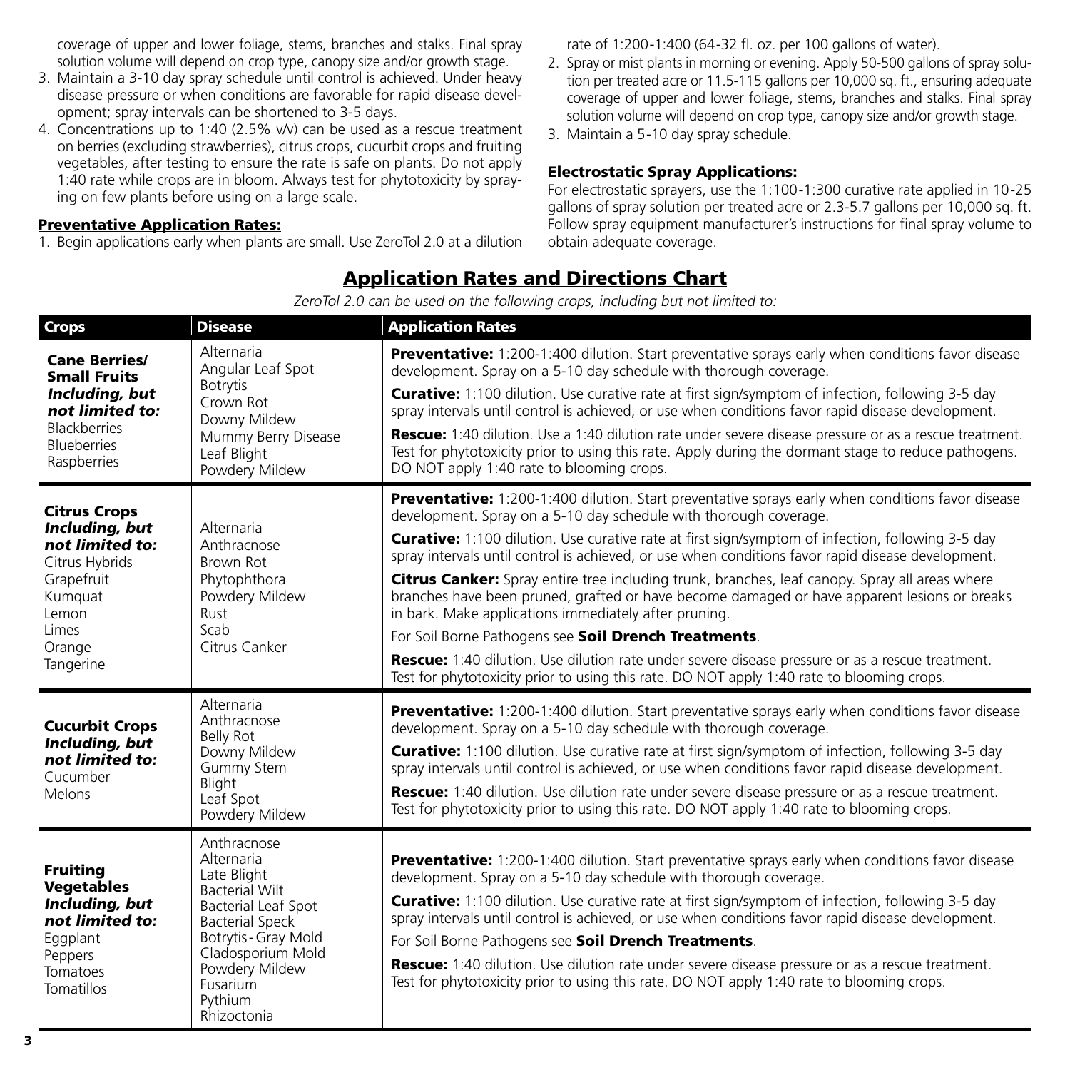coverage of upper and lower foliage, stems, branches and stalks. Final spray solution volume will depend on crop type, canopy size and/or growth stage.

3. Maintain a 3-10 day spray schedule until control is achieved. Under heavy disease pressure or when conditions are favorable for rapid disease development; spray intervals can be shortened to 3-5 days.
4. Concentrations up to 1:40 (2.5% v/v) can be used as a rescue treatment on berries (excluding strawberries), citrus crops, cucurbit crops and fruiting vegetables, after testing to ensure the rate is safe on plants. Do not apply 1:40 rate while crops are in bloom. Always test for phytotoxicity by spraying on few plants before using on a large scale.

**Preventative Application Rates:**

1. Begin applications early when plants are small. Use ZeroTol 2.0 at a dilution rate of 1:200-1:400 (64-32 fl. oz. per 100 gallons of water).
2. Spray or mist plants in morning or evening. Apply 50-500 gallons of spray solution per treated acre or 11.5-115 gallons per 10,000 sq. ft., ensuring adequate coverage of upper and lower foliage, stems, branches and stalks. Final spray solution volume will depend on crop type, canopy size and/or growth stage.
3. Maintain a 5-10 day spray schedule.

**Electrostatic Spray Applications:**

For electrostatic sprayers, use the 1:100-1:300 curative rate applied in 10-25 gallons of spray solution per treated acre or 2.3-5.7 gallons per 10,000 sq. ft. Follow spray equipment manufacturer's instructions for final spray volume to obtain adequate coverage.

## Application Rates and Directions Chart

*ZeroTol 2.0 can be used on the following crops, including but not limited to:*

| Crops | Disease | Application Rates |
|---|---|---|
| **Cane Berries/ Small Fruits** ***Including, but not limited to:*** Blackberries, Blueberries, Raspberries | Alternaria, Angular Leaf Spot, Botrytis, Crown Rot, Downy Mildew, Mummy Berry Disease, Leaf Blight, Powdery Mildew | **Preventative:** 1:200-1:400 dilution. Start preventative sprays early when conditions favor disease development. Spray on a 5-10 day schedule with thorough coverage. **Curative:** 1:100 dilution. Use curative rate at first sign/symptom of infection, following 3-5 day spray intervals until control is achieved, or use when conditions favor rapid disease development. **Rescue:** 1:40 dilution. Use a 1:40 dilution rate under severe disease pressure or as a rescue treatment. Test for phytotoxicity prior to using this rate. Apply during the dormant stage to reduce pathogens. DO NOT apply 1:40 rate to blooming crops. |
| **Citrus Crops** ***Including, but not limited to:*** Citrus Hybrids, Grapefruit, Kumquat, Lemon, Limes, Orange, Tangerine | Alternaria, Anthracnose, Brown Rot, Phytophthora, Powdery Mildew, Rust, Scab, Citrus Canker | **Preventative:** 1:200-1:400 dilution. Start preventative sprays early when conditions favor disease development. Spray on a 5-10 day schedule with thorough coverage. **Curative:** 1:100 dilution. Use curative rate at first sign/symptom of infection, following 3-5 day spray intervals until control is achieved, or use when conditions favor rapid disease development. **Citrus Canker:** Spray entire tree including trunk, branches, leaf canopy. Spray all areas where branches have been pruned, grafted or have become damaged or have apparent lesions or breaks in bark. Make applications immediately after pruning. For Soil Borne Pathogens see **Soil Drench Treatments**. **Rescue:** 1:40 dilution. Use dilution rate under severe disease pressure or as a rescue treatment. Test for phytotoxicity prior to using this rate. DO NOT apply 1:40 rate to blooming crops. |
| **Cucurbit Crops** ***Including, but not limited to:*** Cucumber, Melons | Alternaria, Anthracnose, Belly Rot, Downy Mildew, Gummy Stem Blight, Leaf Spot, Powdery Mildew | **Preventative:** 1:200-1:400 dilution. Start preventative sprays early when conditions favor disease development. Spray on a 5-10 day schedule with thorough coverage. **Curative:** 1:100 dilution. Use curative rate at first sign/symptom of infection, following 3-5 day spray intervals until control is achieved, or use when conditions favor rapid disease development. **Rescue:** 1:40 dilution. Use dilution rate under severe disease pressure or as a rescue treatment. Test for phytotoxicity prior to using this rate. DO NOT apply 1:40 rate to blooming crops. |
| **Fruiting Vegetables** ***Including, but not limited to:*** Eggplant, Peppers, Tomatoes, Tomatillos | Anthracnose, Alternaria, Late Blight, Bacterial Wilt, Bacterial Leaf Spot, Bacterial Speck, Botrytis-Gray Mold, Cladosporium Mold, Powdery Mildew, Fusarium, Pythium, Rhizoctonia | **Preventative:** 1:200-1:400 dilution. Start preventative sprays early when conditions favor disease development. Spray on a 5-10 day schedule with thorough coverage. **Curative:** 1:100 dilution. Use curative rate at first sign/symptom of infection, following 3-5 day spray intervals until control is achieved, or use when conditions favor rapid disease development. For Soil Borne Pathogens see **Soil Drench Treatments**. **Rescue:** 1:40 dilution. Use dilution rate under severe disease pressure or as a rescue treatment. Test for phytotoxicity prior to using this rate. DO NOT apply 1:40 rate to blooming crops. |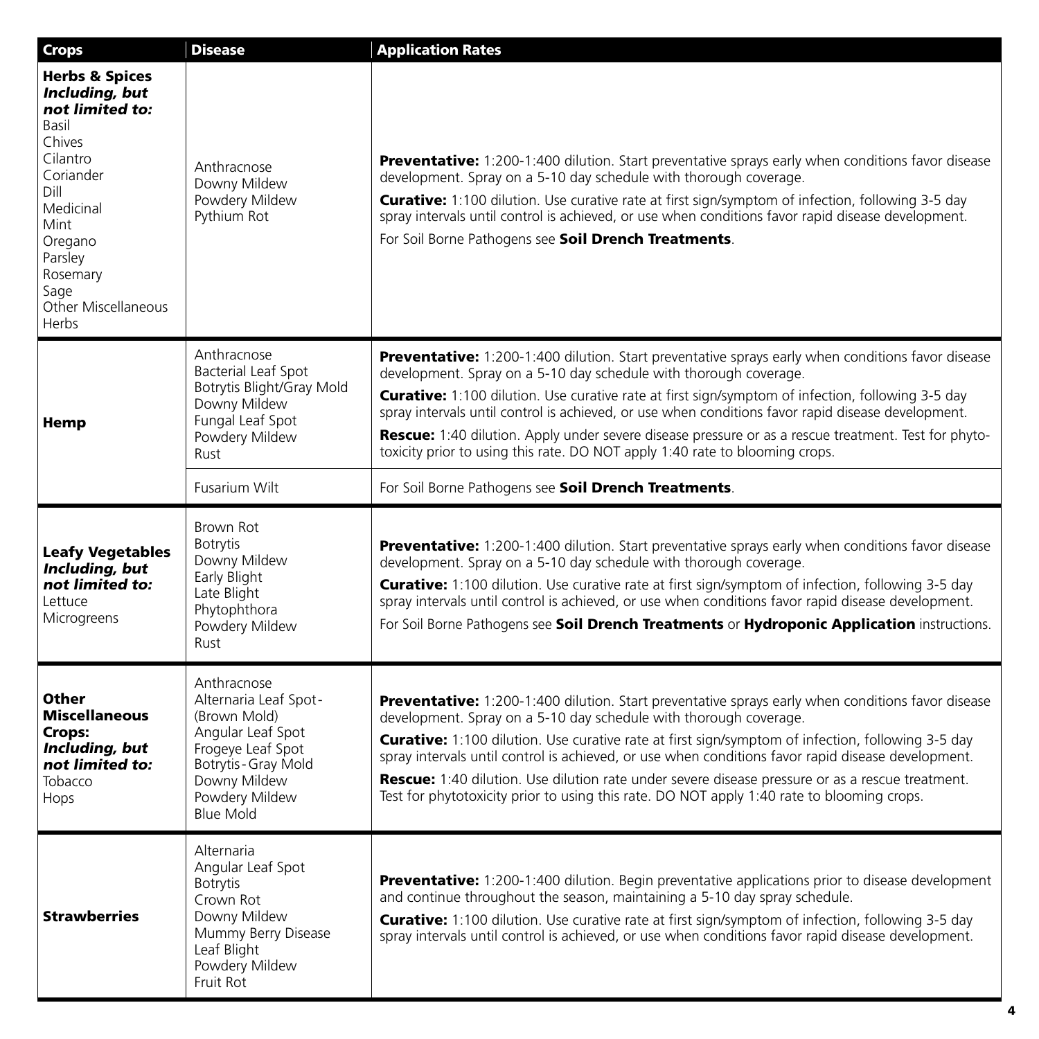| Crops | Disease | Application Rates |
|---|---|---|
| **Herbs & Spices** ***Including, but not limited to:*** Basil, Chives, Cilantro, Coriander, Dill, Medicinal, Mint, Oregano, Parsley, Rosemary, Sage, Other Miscellaneous Herbs | Anthracnose<br>Downy Mildew<br>Powdery Mildew<br>Pythium Rot | **Preventative:** 1:200-1:400 dilution. Start preventative sprays early when conditions favor disease development. Spray on a 5-10 day schedule with thorough coverage.<br>**Curative:** 1:100 dilution. Use curative rate at first sign/symptom of infection, following 3-5 day spray intervals until control is achieved, or use when conditions favor rapid disease development.<br>For Soil Borne Pathogens see **Soil Drench Treatments**. |
| **Hemp** | Anthracnose<br>Bacterial Leaf Spot<br>Botrytis Blight/Gray Mold<br>Downy Mildew<br>Fungal Leaf Spot<br>Powdery Mildew<br>Rust | **Preventative:** 1:200-1:400 dilution. Start preventative sprays early when conditions favor disease development. Spray on a 5-10 day schedule with thorough coverage.<br>**Curative:** 1:100 dilution. Use curative rate at first sign/symptom of infection, following 3-5 day spray intervals until control is achieved, or use when conditions favor rapid disease development.<br>**Rescue:** 1:40 dilution. Apply under severe disease pressure or as a rescue treatment. Test for phytotoxicity prior to using this rate. DO NOT apply 1:40 rate to blooming crops. |
| | Fusarium Wilt | For Soil Borne Pathogens see **Soil Drench Treatments**. |
| **Leafy Vegetables** ***Including, but not limited to:*** Lettuce, Microgreens | Brown Rot<br>Botrytis<br>Downy Mildew<br>Early Blight<br>Late Blight<br>Phytophthora<br>Powdery Mildew<br>Rust | **Preventative:** 1:200-1:400 dilution. Start preventative sprays early when conditions favor disease development. Spray on a 5-10 day schedule with thorough coverage.<br>**Curative:** 1:100 dilution. Use curative rate at first sign/symptom of infection, following 3-5 day spray intervals until control is achieved, or use when conditions favor rapid disease development.<br>For Soil Borne Pathogens see **Soil Drench Treatments** or **Hydroponic Application** instructions. |
| **Other Miscellaneous Crops:** ***Including, but not limited to:*** Tobacco, Hops | Anthracnose<br>Alternaria Leaf Spot-(Brown Mold)<br>Angular Leaf Spot<br>Frogeye Leaf Spot<br>Botrytis-Gray Mold<br>Downy Mildew<br>Powdery Mildew<br>Blue Mold | **Preventative:** 1:200-1:400 dilution. Start preventative sprays early when conditions favor disease development. Spray on a 5-10 day schedule with thorough coverage.<br>**Curative:** 1:100 dilution. Use curative rate at first sign/symptom of infection, following 3-5 day spray intervals until control is achieved, or use when conditions favor rapid disease development.<br>**Rescue:** 1:40 dilution. Use dilution rate under severe disease pressure or as a rescue treatment. Test for phytotoxicity prior to using this rate. DO NOT apply 1:40 rate to blooming crops. |
| **Strawberries** | Alternaria<br>Angular Leaf Spot<br>Botrytis<br>Crown Rot<br>Downy Mildew<br>Mummy Berry Disease<br>Leaf Blight<br>Powdery Mildew<br>Fruit Rot | **Preventative:** 1:200-1:400 dilution. Begin preventative applications prior to disease development and continue throughout the season, maintaining a 5-10 day spray schedule.<br>**Curative:** 1:100 dilution. Use curative rate at first sign/symptom of infection, following 3-5 day spray intervals until control is achieved, or use when conditions favor rapid disease development. |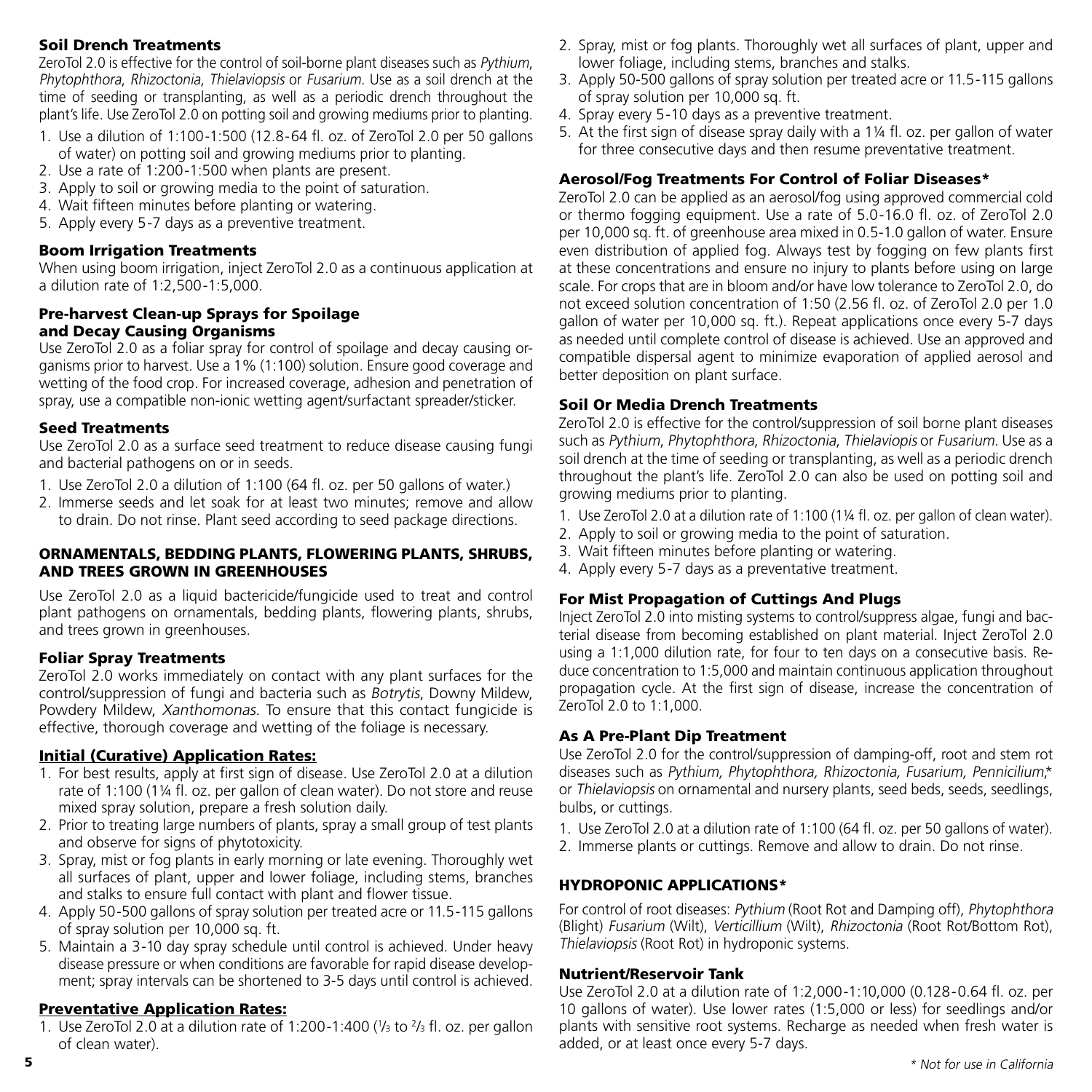### Soil Drench Treatments

ZeroTol 2.0 is effective for the control of soil-borne plant diseases such as *Pythium*, *Phytophthora*, *Rhizoctonia*, *Thielaviopsis* or *Fusarium*. Use as a soil drench at the time of seeding or transplanting, as well as a periodic drench throughout the plant's life. Use ZeroTol 2.0 on potting soil and growing mediums prior to planting.

1. Use a dilution of 1:100-1:500 (12.8-64 fl. oz. of ZeroTol 2.0 per 50 gallons of water) on potting soil and growing mediums prior to planting.
2. Use a rate of 1:200-1:500 when plants are present.
3. Apply to soil or growing media to the point of saturation.
4. Wait fifteen minutes before planting or watering.
5. Apply every 5-7 days as a preventive treatment.

### Boom Irrigation Treatments

When using boom irrigation, inject ZeroTol 2.0 as a continuous application at a dilution rate of 1:2,500-1:5,000.

### Pre-harvest Clean-up Sprays for Spoilage and Decay Causing Organisms

Use ZeroTol 2.0 as a foliar spray for control of spoilage and decay causing organisms prior to harvest. Use a 1% (1:100) solution. Ensure good coverage and wetting of the food crop. For increased coverage, adhesion and penetration of spray, use a compatible non-ionic wetting agent/surfactant spreader/sticker.

### Seed Treatments

Use ZeroTol 2.0 as a surface seed treatment to reduce disease causing fungi and bacterial pathogens on or in seeds.

1. Use ZeroTol 2.0 a dilution of 1:100 (64 fl. oz. per 50 gallons of water.)
2. Immerse seeds and let soak for at least two minutes; remove and allow to drain. Do not rinse. Plant seed according to seed package directions.

## ORNAMENTALS, BEDDING PLANTS, FLOWERING PLANTS, SHRUBS, AND TREES GROWN IN GREENHOUSES

Use ZeroTol 2.0 as a liquid bactericide/fungicide used to treat and control plant pathogens on ornamentals, bedding plants, flowering plants, shrubs, and trees grown in greenhouses.

### Foliar Spray Treatments

ZeroTol 2.0 works immediately on contact with any plant surfaces for the control/suppression of fungi and bacteria such as *Botrytis*, Downy Mildew, Powdery Mildew, *Xanthomonas*. To ensure that this contact fungicide is effective, thorough coverage and wetting of the foliage is necessary.

**Initial (Curative) Application Rates:**

1. For best results, apply at first sign of disease. Use ZeroTol 2.0 at a dilution rate of 1:100 (1¼ fl. oz. per gallon of clean water). Do not store and reuse mixed spray solution, prepare a fresh solution daily.
2. Prior to treating large numbers of plants, spray a small group of test plants and observe for signs of phytotoxicity.
3. Spray, mist or fog plants in early morning or late evening. Thoroughly wet all surfaces of plant, upper and lower foliage, including stems, branches and stalks to ensure full contact with plant and flower tissue.
4. Apply 50-500 gallons of spray solution per treated acre or 11.5-115 gallons of spray solution per 10,000 sq. ft.
5. Maintain a 3-10 day spray schedule until control is achieved. Under heavy disease pressure or when conditions are favorable for rapid disease development; spray intervals can be shortened to 3-5 days until control is achieved.

**Preventative Application Rates:**

1. Use ZeroTol 2.0 at a dilution rate of 1:200-1:400 (1/3 to 2/3 fl. oz. per gallon of clean water).
2. Spray, mist or fog plants. Thoroughly wet all surfaces of plant, upper and lower foliage, including stems, branches and stalks.
3. Apply 50-500 gallons of spray solution per treated acre or 11.5-115 gallons of spray solution per 10,000 sq. ft.
4. Spray every 5-10 days as a preventive treatment.
5. At the first sign of disease spray daily with a 1¼ fl. oz. per gallon of water for three consecutive days and then resume preventative treatment.

### Aerosol/Fog Treatments For Control of Foliar Diseases*

ZeroTol 2.0 can be applied as an aerosol/fog using approved commercial cold or thermo fogging equipment. Use a rate of 5.0-16.0 fl. oz. of ZeroTol 2.0 per 10,000 sq. ft. of greenhouse area mixed in 0.5-1.0 gallon of water. Ensure even distribution of applied fog. Always test by fogging on few plants first at these concentrations and ensure no injury to plants before using on large scale. For crops that are in bloom and/or have low tolerance to ZeroTol 2.0, do not exceed solution concentration of 1:50 (2.56 fl. oz. of ZeroTol 2.0 per 1.0 gallon of water per 10,000 sq. ft.). Repeat applications once every 5-7 days as needed until complete control of disease is achieved. Use an approved and compatible dispersal agent to minimize evaporation of applied aerosol and better deposition on plant surface.

### Soil Or Media Drench Treatments

ZeroTol 2.0 is effective for the control/suppression of soil borne plant diseases such as *Pythium*, *Phytophthora*, *Rhizoctonia*, *Thielaviopsis* or *Fusarium*. Use as a soil drench at the time of seeding or transplanting, as well as a periodic drench throughout the plant's life. ZeroTol 2.0 can also be used on potting soil and growing mediums prior to planting.

1. Use ZeroTol 2.0 at a dilution rate of 1:100 (1¼ fl. oz. per gallon of clean water).
2. Apply to soil or growing media to the point of saturation.
3. Wait fifteen minutes before planting or watering.
4. Apply every 5-7 days as a preventative treatment.

### For Mist Propagation of Cuttings And Plugs

Inject ZeroTol 2.0 into misting systems to control/suppress algae, fungi and bacterial disease from becoming established on plant material. Inject ZeroTol 2.0 using a 1:1,000 dilution rate, for four to ten days on a consecutive basis. Reduce concentration to 1:5,000 and maintain continuous application throughout propagation cycle. At the first sign of disease, increase the concentration of ZeroTol 2.0 to 1:1,000.

### As A Pre-Plant Dip Treatment

Use ZeroTol 2.0 for the control/suppression of damping-off, root and stem rot diseases such as *Pythium, Phytophthora, Rhizoctonia, Fusarium, Pennicilium*,* or *Thielaviopsis* on ornamental and nursery plants, seed beds, seeds, seedlings, bulbs, or cuttings.

1. Use ZeroTol 2.0 at a dilution rate of 1:100 (64 fl. oz. per 50 gallons of water).
2. Immerse plants or cuttings. Remove and allow to drain. Do not rinse.

## HYDROPONIC APPLICATIONS*

For control of root diseases: *Pythium* (Root Rot and Damping off), *Phytophthora* (Blight) *Fusarium* (Wilt), *Verticillium* (Wilt), *Rhizoctonia* (Root Rot/Bottom Rot), *Thielaviopsis* (Root Rot) in hydroponic systems.

### Nutrient/Reservoir Tank

Use ZeroTol 2.0 at a dilution rate of 1:2,000-1:10,000 (0.128-0.64 fl. oz. per 10 gallons of water). Use lower rates (1:5,000 or less) for seedlings and/or plants with sensitive root systems. Recharge as needed when fresh water is added, or at least once every 5-7 days.

*\* Not for use in California*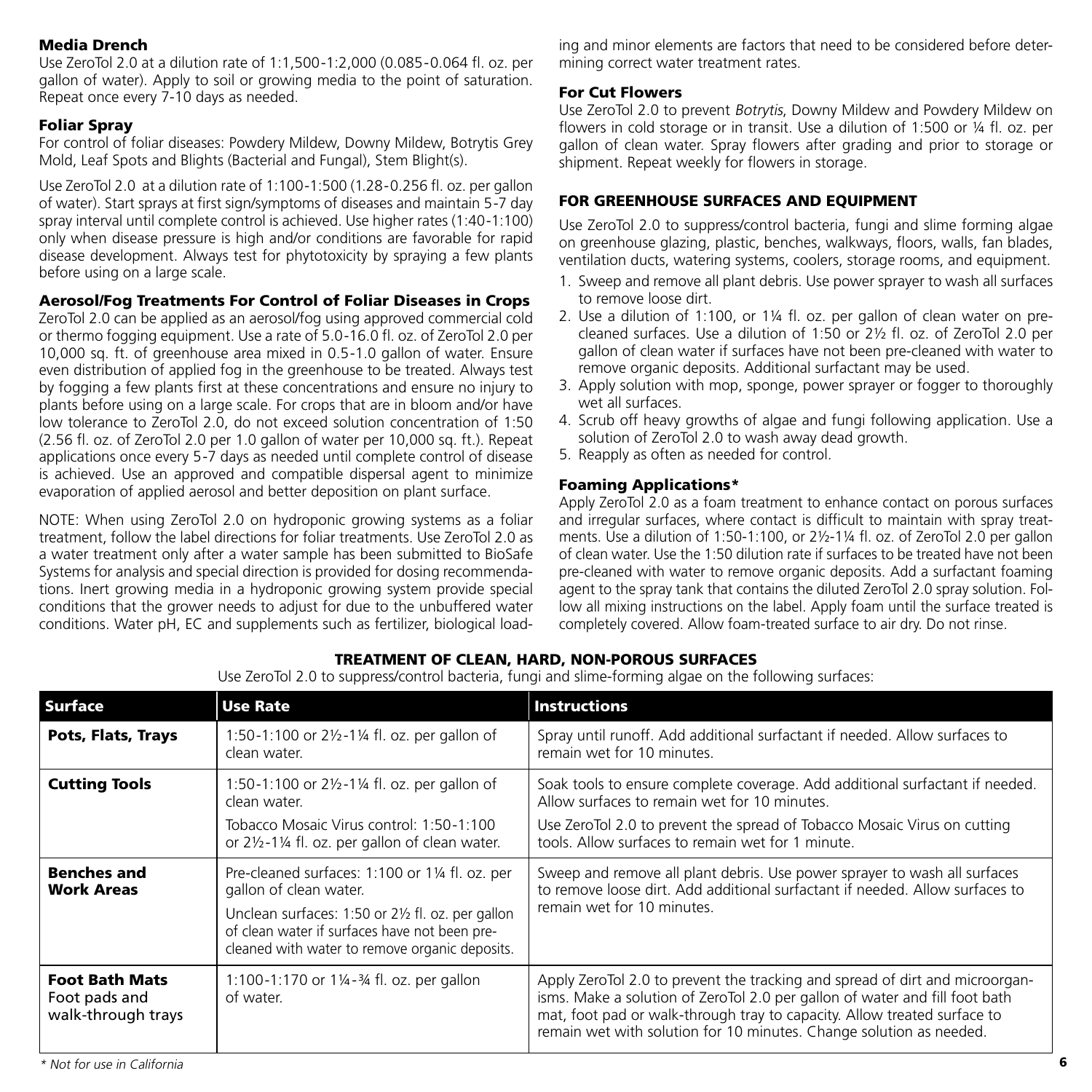### Media Drench

Use ZeroTol 2.0 at a dilution rate of 1:1,500-1:2,000 (0.085-0.064 fl. oz. per gallon of water). Apply to soil or growing media to the point of saturation. Repeat once every 7-10 days as needed.

### Foliar Spray

For control of foliar diseases: Powdery Mildew, Downy Mildew, Botrytis Grey Mold, Leaf Spots and Blights (Bacterial and Fungal), Stem Blight(s).

Use ZeroTol 2.0 at a dilution rate of 1:100-1:500 (1.28-0.256 fl. oz. per gallon of water). Start sprays at first sign/symptoms of diseases and maintain 5-7 day spray interval until complete control is achieved. Use higher rates (1:40-1:100) only when disease pressure is high and/or conditions are favorable for rapid disease development. Always test for phytotoxicity by spraying a few plants before using on a large scale.

### Aerosol/Fog Treatments For Control of Foliar Diseases in Crops

ZeroTol 2.0 can be applied as an aerosol/fog using approved commercial cold or thermo fogging equipment. Use a rate of 5.0-16.0 fl. oz. of ZeroTol 2.0 per 10,000 sq. ft. of greenhouse area mixed in 0.5-1.0 gallon of water. Ensure even distribution of applied fog in the greenhouse to be treated. Always test by fogging a few plants first at these concentrations and ensure no injury to plants before using on a large scale. For crops that are in bloom and/or have low tolerance to ZeroTol 2.0, do not exceed solution concentration of 1:50 (2.56 fl. oz. of ZeroTol 2.0 per 1.0 gallon of water per 10,000 sq. ft.). Repeat applications once every 5-7 days as needed until complete control of disease is achieved. Use an approved and compatible dispersal agent to minimize evaporation of applied aerosol and better deposition on plant surface.

NOTE: When using ZeroTol 2.0 on hydroponic growing systems as a foliar treatment, follow the label directions for foliar treatments. Use ZeroTol 2.0 as a water treatment only after a water sample has been submitted to BioSafe Systems for analysis and special direction is provided for dosing recommendations. Inert growing media in a hydroponic growing system provide special conditions that the grower needs to adjust for due to the unbuffered water conditions. Water pH, EC and supplements such as fertilizer, biological loading and minor elements are factors that need to be considered before determining correct water treatment rates.

### For Cut Flowers

Use ZeroTol 2.0 to prevent *Botrytis*, Downy Mildew and Powdery Mildew on flowers in cold storage or in transit. Use a dilution of 1:500 or ¼ fl. oz. per gallon of clean water. Spray flowers after grading and prior to storage or shipment. Repeat weekly for flowers in storage.

## FOR GREENHOUSE SURFACES AND EQUIPMENT

Use ZeroTol 2.0 to suppress/control bacteria, fungi and slime forming algae on greenhouse glazing, plastic, benches, walkways, floors, walls, fan blades, ventilation ducts, watering systems, coolers, storage rooms, and equipment.

1. Sweep and remove all plant debris. Use power sprayer to wash all surfaces to remove loose dirt.
2. Use a dilution of 1:100, or 1¼ fl. oz. per gallon of clean water on pre-cleaned surfaces. Use a dilution of 1:50 or 2½ fl. oz. of ZeroTol 2.0 per gallon of clean water if surfaces have not been pre-cleaned with water to remove organic deposits. Additional surfactant may be used.
3. Apply solution with mop, sponge, power sprayer or fogger to thoroughly wet all surfaces.
4. Scrub off heavy growths of algae and fungi following application. Use a solution of ZeroTol 2.0 to wash away dead growth.
5. Reapply as often as needed for control.

### Foaming Applications*

Apply ZeroTol 2.0 as a foam treatment to enhance contact on porous surfaces and irregular surfaces, where contact is difficult to maintain with spray treatments. Use a dilution of 1:50-1:100, or 2½-1¼ fl. oz. of ZeroTol 2.0 per gallon of clean water. Use the 1:50 dilution rate if surfaces to be treated have not been pre-cleaned with water to remove organic deposits. Add a surfactant foaming agent to the spray tank that contains the diluted ZeroTol 2.0 spray solution. Follow all mixing instructions on the label. Apply foam until the surface treated is completely covered. Allow foam-treated surface to air dry. Do not rinse.

## TREATMENT OF CLEAN, HARD, NON-POROUS SURFACES

Use ZeroTol 2.0 to suppress/control bacteria, fungi and slime-forming algae on the following surfaces:

| Surface | Use Rate | Instructions |
|---|---|---|
| **Pots, Flats, Trays** | 1:50-1:100 or 2½-1¼ fl. oz. per gallon of clean water. | Spray until runoff. Add additional surfactant if needed. Allow surfaces to remain wet for 10 minutes. |
| **Cutting Tools** | 1:50-1:100 or 2½-1¼ fl. oz. per gallon of clean water. | Soak tools to ensure complete coverage. Add additional surfactant if needed. Allow surfaces to remain wet for 10 minutes. |
| | Tobacco Mosaic Virus control: 1:50-1:100 or 2½-1¼ fl. oz. per gallon of clean water. | Use ZeroTol 2.0 to prevent the spread of Tobacco Mosaic Virus on cutting tools. Allow surfaces to remain wet for 1 minute. |
| **Benches and Work Areas** | Pre-cleaned surfaces: 1:100 or 1¼ fl. oz. per gallon of clean water.<br>Unclean surfaces: 1:50 or 2½ fl. oz. per gallon of clean water if surfaces have not been pre-cleaned with water to remove organic deposits. | Sweep and remove all plant debris. Use power sprayer to wash all surfaces to remove loose dirt. Add additional surfactant if needed. Allow surfaces to remain wet for 10 minutes. |
| **Foot Bath Mats** Foot pads and walk-through trays | 1:100-1:170 or 1¼-¾ fl. oz. per gallon of water. | Apply ZeroTol 2.0 to prevent the tracking and spread of dirt and microorganisms. Make a solution of ZeroTol 2.0 per gallon of water and fill foot bath mat, foot pad or walk-through tray to capacity. Allow treated surface to remain wet with solution for 10 minutes. Change solution as needed. |

*\* Not for use in California*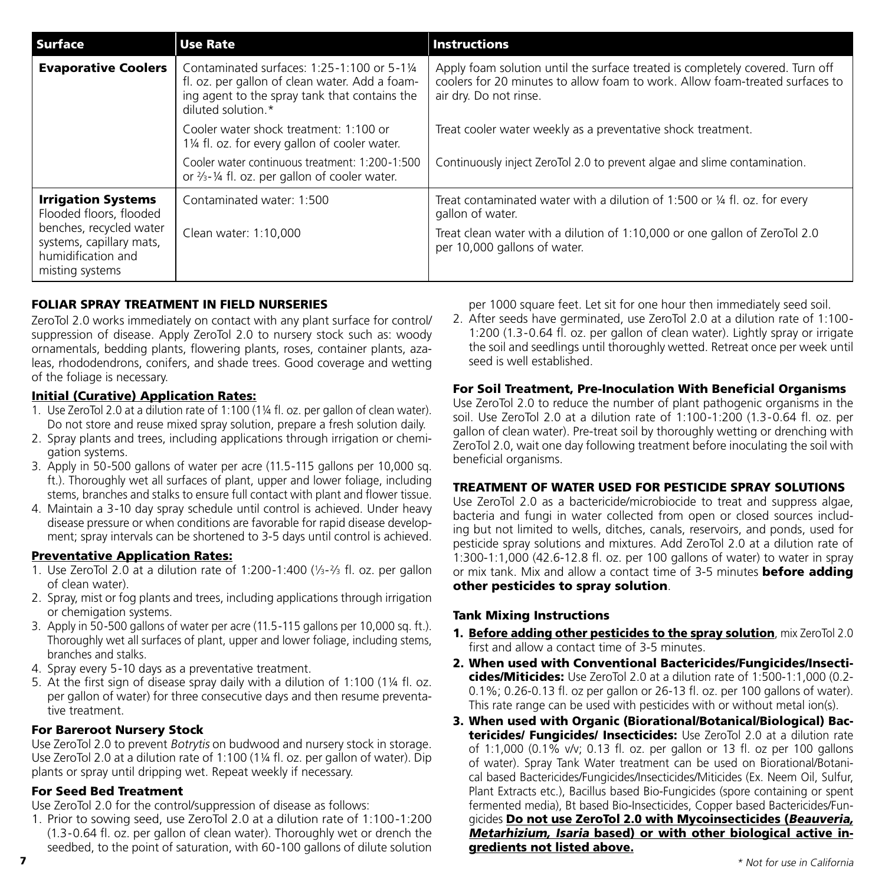| Surface | Use Rate | Instructions |
|---|---|---|
| **Evaporative Coolers** | Contaminated surfaces: 1:25-1:100 or 5-1¼ fl. oz. per gallon of clean water. Add a foaming agent to the spray tank that contains the diluted solution.* | Apply foam solution until the surface treated is completely covered. Turn off coolers for 20 minutes to allow foam to work. Allow foam-treated surfaces to air dry. Do not rinse. |
| | Cooler water shock treatment: 1:100 or 1¼ fl. oz. for every gallon of cooler water. | Treat cooler water weekly as a preventative shock treatment. |
| | Cooler water continuous treatment: 1:200-1:500 or ⅔-¼ fl. oz. per gallon of cooler water. | Continuously inject ZeroTol 2.0 to prevent algae and slime contamination. |
| **Irrigation Systems** Flooded floors, flooded benches, recycled water systems, capillary mats, humidification and misting systems | Contaminated water: 1:500 | Treat contaminated water with a dilution of 1:500 or ¼ fl. oz. for every gallon of water. |
| | Clean water: 1:10,000 | Treat clean water with a dilution of 1:10,000 or one gallon of ZeroTol 2.0 per 10,000 gallons of water. |

## FOLIAR SPRAY TREATMENT IN FIELD NURSERIES

ZeroTol 2.0 works immediately on contact with any plant surface for control/suppression of disease. Apply ZeroTol 2.0 to nursery stock such as: woody ornamentals, bedding plants, flowering plants, roses, container plants, azaleas, rhododendrons, conifers, and shade trees. Good coverage and wetting of the foliage is necessary.

### Initial (Curative) Application Rates:

1. Use ZeroTol 2.0 at a dilution rate of 1:100 (1¼ fl. oz. per gallon of clean water). Do not store and reuse mixed spray solution, prepare a fresh solution daily.
2. Spray plants and trees, including applications through irrigation or chemigation systems.
3. Apply in 50-500 gallons of water per acre (11.5-115 gallons per 10,000 sq. ft.). Thoroughly wet all surfaces of plant, upper and lower foliage, including stems, branches and stalks to ensure full contact with plant and flower tissue.
4. Maintain a 3-10 day spray schedule until control is achieved. Under heavy disease pressure or when conditions are favorable for rapid disease development; spray intervals can be shortened to 3-5 days until control is achieved.

### Preventative Application Rates:

1. Use ZeroTol 2.0 at a dilution rate of 1:200-1:400 (⅓-⅔ fl. oz. per gallon of clean water).
2. Spray, mist or fog plants and trees, including applications through irrigation or chemigation systems.
3. Apply in 50-500 gallons of water per acre (11.5-115 gallons per 10,000 sq. ft.). Thoroughly wet all surfaces of plant, upper and lower foliage, including stems, branches and stalks.
4. Spray every 5-10 days as a preventative treatment.
5. At the first sign of disease spray daily with a dilution of 1:100 (1¼ fl. oz. per gallon of water) for three consecutive days and then resume preventative treatment.

### For Bareroot Nursery Stock

Use ZeroTol 2.0 to prevent *Botrytis* on budwood and nursery stock in storage. Use ZeroTol 2.0 at a dilution rate of 1:100 (1¼ fl. oz. per gallon of water). Dip plants or spray until dripping wet. Repeat weekly if necessary.

### For Seed Bed Treatment

Use ZeroTol 2.0 for the control/suppression of disease as follows:

1. Prior to sowing seed, use ZeroTol 2.0 at a dilution rate of 1:100-1:200 (1.3-0.64 fl. oz. per gallon of clean water). Thoroughly wet or drench the seedbed, to the point of saturation, with 60-100 gallons of dilute solution per 1000 square feet. Let sit for one hour then immediately seed soil.
2. After seeds have germinated, use ZeroTol 2.0 at a dilution rate of 1:100-1:200 (1.3-0.64 fl. oz. per gallon of clean water). Lightly spray or irrigate the soil and seedlings until thoroughly wetted. Retreat once per week until seed is well established.

### For Soil Treatment, Pre-Inoculation With Beneficial Organisms

Use ZeroTol 2.0 to reduce the number of plant pathogenic organisms in the soil. Use ZeroTol 2.0 at a dilution rate of 1:100-1:200 (1.3-0.64 fl. oz. per gallon of clean water). Pre-treat soil by thoroughly wetting or drenching with ZeroTol 2.0, wait one day following treatment before inoculating the soil with beneficial organisms.

## TREATMENT OF WATER USED FOR PESTICIDE SPRAY SOLUTIONS

Use ZeroTol 2.0 as a bactericide/microbiocide to treat and suppress algae, bacteria and fungi in water collected from open or closed sources including but not limited to wells, ditches, canals, reservoirs, and ponds, used for pesticide spray solutions and mixtures. Add ZeroTol 2.0 at a dilution rate of 1:300-1:1,000 (42.6-12.8 fl. oz. per 100 gallons of water) to water in spray or mix tank. Mix and allow a contact time of 3-5 minutes **before adding other pesticides to spray solution**.

### Tank Mixing Instructions

1. **Before adding other pesticides to the spray solution**, mix ZeroTol 2.0 first and allow a contact time of 3-5 minutes.
2. **When used with Conventional Bactericides/Fungicides/Insecticides/Miticides:** Use ZeroTol 2.0 at a dilution rate of 1:500-1:1,000 (0.2-0.1%; 0.26-0.13 fl. oz per gallon or 26-13 fl. oz. per 100 gallons of water). This rate range can be used with pesticides with or without metal ion(s).
3. **When used with Organic (Biorational/Botanical/Biological) Bactericides/ Fungicides/ Insecticides:** Use ZeroTol 2.0 at a dilution rate of 1:1,000 (0.1% v/v; 0.13 fl. oz. per gallon or 13 fl. oz per 100 gallons of water). Spray Tank Water treatment can be used on Biorational/Botanical based Bactericides/Fungicides/Insecticides/Miticides (Ex. Neem Oil, Sulfur, Plant Extracts etc.), Bacillus based Bio-Fungicides (spore containing or spent fermented media), Bt based Bio-Insecticides, Copper based Bactericides/Fungicides **Do not use ZeroTol 2.0 with Mycoinsecticides (*Beauveria, Metarhizium, Isaria* based) or with other biological active ingredients not listed above.**

*\* Not for use in California*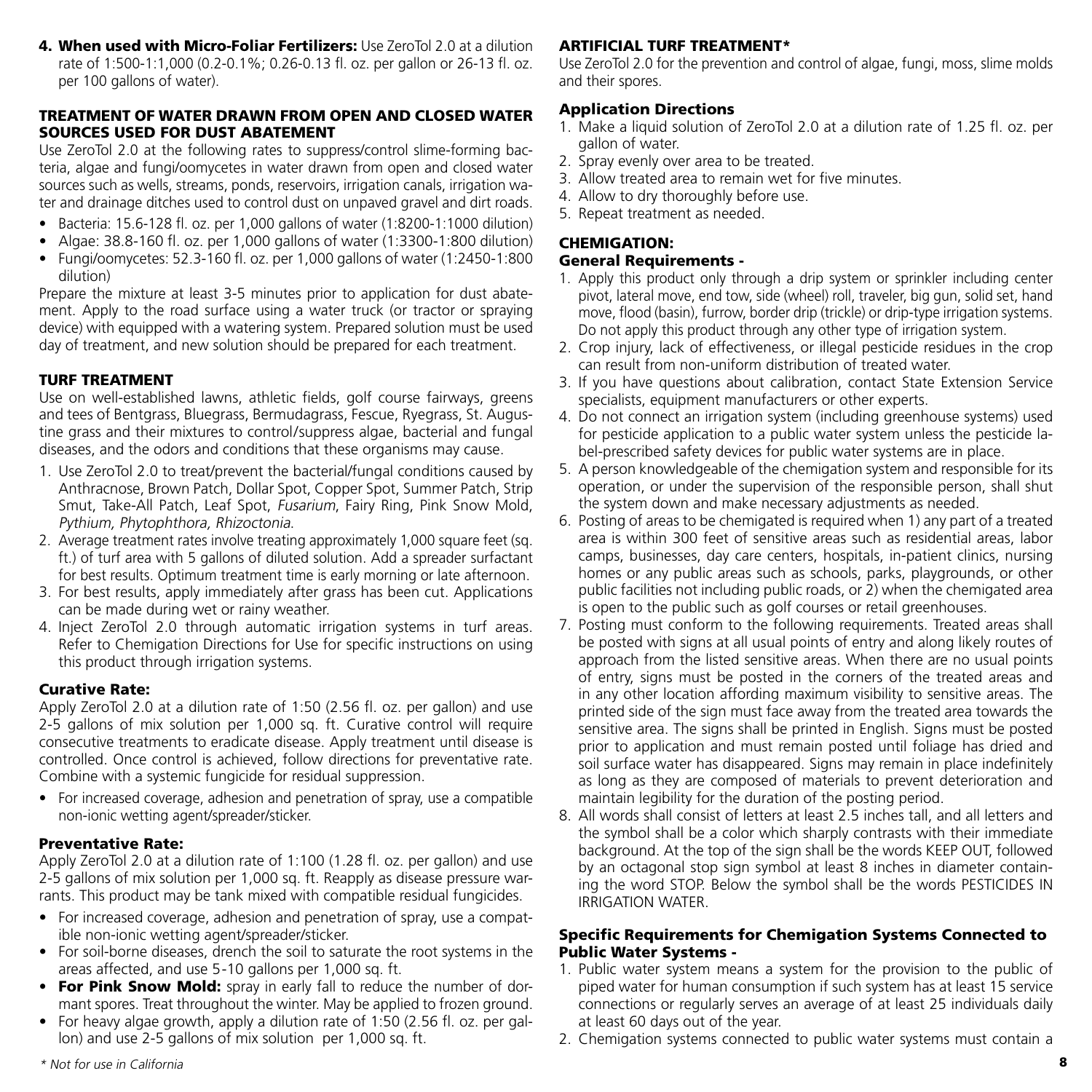**4. When used with Micro-Foliar Fertilizers:** Use ZeroTol 2.0 at a dilution rate of 1:500-1:1,000 (0.2-0.1%; 0.26-0.13 fl. oz. per gallon or 26-13 fl. oz. per 100 gallons of water).

### TREATMENT OF WATER DRAWN FROM OPEN AND CLOSED WATER SOURCES USED FOR DUST ABATEMENT

Use ZeroTol 2.0 at the following rates to suppress/control slime-forming bacteria, algae and fungi/oomycetes in water drawn from open and closed water sources such as wells, streams, ponds, reservoirs, irrigation canals, irrigation water and drainage ditches used to control dust on unpaved gravel and dirt roads.

- Bacteria: 15.6-128 fl. oz. per 1,000 gallons of water (1:8200-1:1000 dilution)
- Algae: 38.8-160 fl. oz. per 1,000 gallons of water (1:3300-1:800 dilution)
- Fungi/oomycetes: 52.3-160 fl. oz. per 1,000 gallons of water (1:2450-1:800 dilution)

Prepare the mixture at least 3-5 minutes prior to application for dust abatement. Apply to the road surface using a water truck (or tractor or spraying device) with equipped with a watering system. Prepared solution must be used day of treatment, and new solution should be prepared for each treatment.

### TURF TREATMENT

Use on well-established lawns, athletic fields, golf course fairways, greens and tees of Bentgrass, Bluegrass, Bermudagrass, Fescue, Ryegrass, St. Augustine grass and their mixtures to control/suppress algae, bacterial and fungal diseases, and the odors and conditions that these organisms may cause.

1. Use ZeroTol 2.0 to treat/prevent the bacterial/fungal conditions caused by Anthracnose, Brown Patch, Dollar Spot, Copper Spot, Summer Patch, Strip Smut, Take-All Patch, Leaf Spot, *Fusarium*, Fairy Ring, Pink Snow Mold, *Pythium, Phytophthora, Rhizoctonia.*
2. Average treatment rates involve treating approximately 1,000 square feet (sq. ft.) of turf area with 5 gallons of diluted solution. Add a spreader surfactant for best results. Optimum treatment time is early morning or late afternoon.
3. For best results, apply immediately after grass has been cut. Applications can be made during wet or rainy weather.
4. Inject ZeroTol 2.0 through automatic irrigation systems in turf areas. Refer to Chemigation Directions for Use for specific instructions on using this product through irrigation systems.

#### Curative Rate:

Apply ZeroTol 2.0 at a dilution rate of 1:50 (2.56 fl. oz. per gallon) and use 2-5 gallons of mix solution per 1,000 sq. ft. Curative control will require consecutive treatments to eradicate disease. Apply treatment until disease is controlled. Once control is achieved, follow directions for preventative rate. Combine with a systemic fungicide for residual suppression.

- For increased coverage, adhesion and penetration of spray, use a compatible non-ionic wetting agent/spreader/sticker.

#### Preventative Rate:

Apply ZeroTol 2.0 at a dilution rate of 1:100 (1.28 fl. oz. per gallon) and use 2-5 gallons of mix solution per 1,000 sq. ft. Reapply as disease pressure warrants. This product may be tank mixed with compatible residual fungicides.

- For increased coverage, adhesion and penetration of spray, use a compatible non-ionic wetting agent/spreader/sticker.
- For soil-borne diseases, drench the soil to saturate the root systems in the areas affected, and use 5-10 gallons per 1,000 sq. ft.
- **For Pink Snow Mold:** spray in early fall to reduce the number of dormant spores. Treat throughout the winter. May be applied to frozen ground.
- For heavy algae growth, apply a dilution rate of 1:50 (2.56 fl. oz. per gallon) and use 2-5 gallons of mix solution per 1,000 sq. ft.

### ARTIFICIAL TURF TREATMENT*

Use ZeroTol 2.0 for the prevention and control of algae, fungi, moss, slime molds and their spores.

#### Application Directions

1. Make a liquid solution of ZeroTol 2.0 at a dilution rate of 1.25 fl. oz. per gallon of water.
2. Spray evenly over area to be treated.
3. Allow treated area to remain wet for five minutes.
4. Allow to dry thoroughly before use.
5. Repeat treatment as needed.

### CHEMIGATION:

#### General Requirements -

1. Apply this product only through a drip system or sprinkler including center pivot, lateral move, end tow, side (wheel) roll, traveler, big gun, solid set, hand move, flood (basin), furrow, border drip (trickle) or drip-type irrigation systems. Do not apply this product through any other type of irrigation system.
2. Crop injury, lack of effectiveness, or illegal pesticide residues in the crop can result from non-uniform distribution of treated water.
3. If you have questions about calibration, contact State Extension Service specialists, equipment manufacturers or other experts.
4. Do not connect an irrigation system (including greenhouse systems) used for pesticide application to a public water system unless the pesticide label-prescribed safety devices for public water systems are in place.
5. A person knowledgeable of the chemigation system and responsible for its operation, or under the supervision of the responsible person, shall shut the system down and make necessary adjustments as needed.
6. Posting of areas to be chemigated is required when 1) any part of a treated area is within 300 feet of sensitive areas such as residential areas, labor camps, businesses, day care centers, hospitals, in-patient clinics, nursing homes or any public areas such as schools, parks, playgrounds, or other public facilities not including public roads, or 2) when the chemigated area is open to the public such as golf courses or retail greenhouses.
7. Posting must conform to the following requirements. Treated areas shall be posted with signs at all usual points of entry and along likely routes of approach from the listed sensitive areas. When there are no usual points of entry, signs must be posted in the corners of the treated areas and in any other location affording maximum visibility to sensitive areas. The printed side of the sign must face away from the treated area towards the sensitive area. The signs shall be printed in English. Signs must be posted prior to application and must remain posted until foliage has dried and soil surface water has disappeared. Signs may remain in place indefinitely as long as they are composed of materials to prevent deterioration and maintain legibility for the duration of the posting period.
8. All words shall consist of letters at least 2.5 inches tall, and all letters and the symbol shall be a color which sharply contrasts with their immediate background. At the top of the sign shall be the words KEEP OUT, followed by an octagonal stop sign symbol at least 8 inches in diameter containing the word STOP. Below the symbol shall be the words PESTICIDES IN IRRIGATION WATER.

#### Specific Requirements for Chemigation Systems Connected to Public Water Systems -

1. Public water system means a system for the provision to the public of piped water for human consumption if such system has at least 15 service connections or regularly serves an average of at least 25 individuals daily at least 60 days out of the year.
2. Chemigation systems connected to public water systems must contain a

*\* Not for use in California*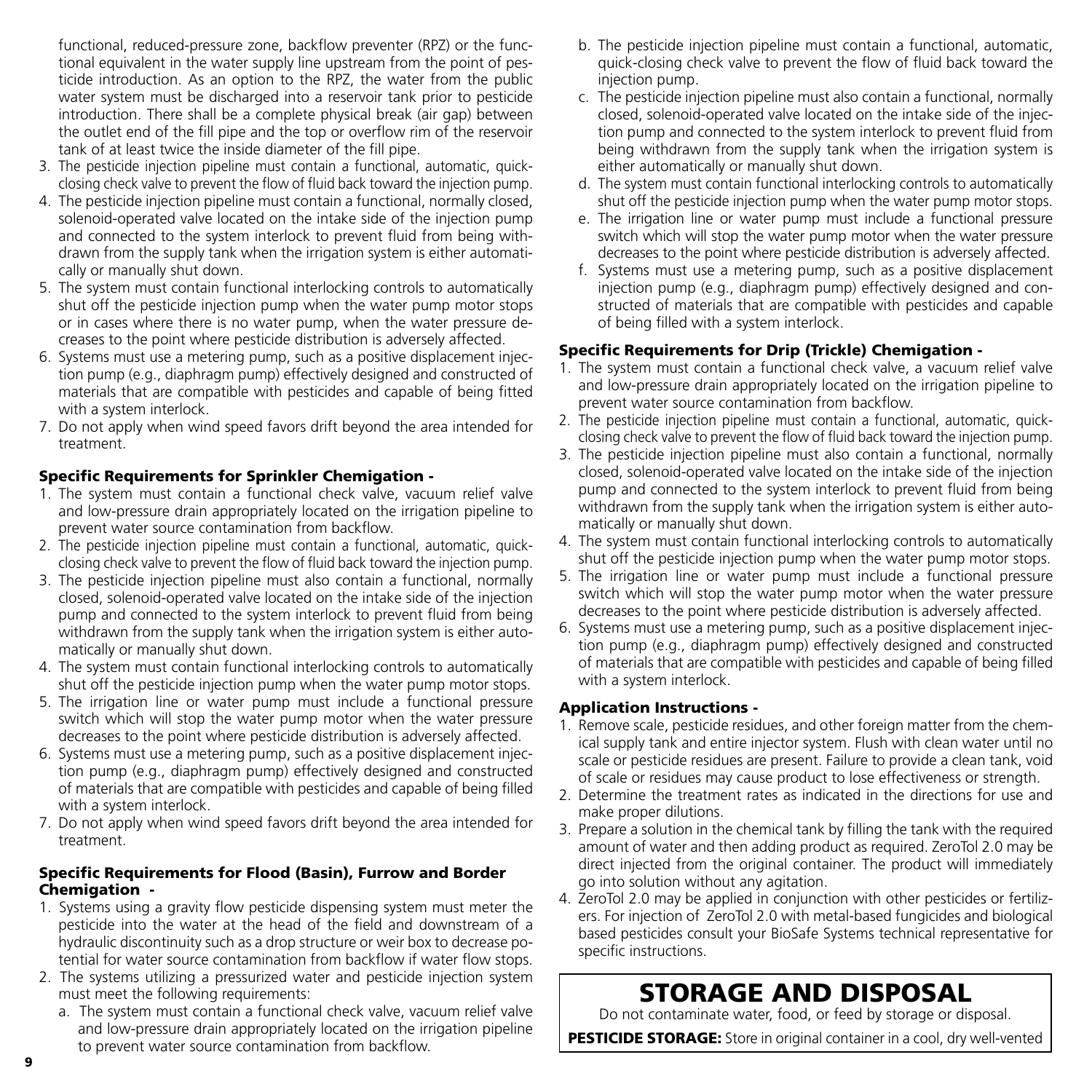functional, reduced-pressure zone, backflow preventer (RPZ) or the functional equivalent in the water supply line upstream from the point of pesticide introduction. As an option to the RPZ, the water from the public water system must be discharged into a reservoir tank prior to pesticide introduction. There shall be a complete physical break (air gap) between the outlet end of the fill pipe and the top or overflow rim of the reservoir tank of at least twice the inside diameter of the fill pipe.

3. The pesticide injection pipeline must contain a functional, automatic, quick-closing check valve to prevent the flow of fluid back toward the injection pump.
4. The pesticide injection pipeline must contain a functional, normally closed, solenoid-operated valve located on the intake side of the injection pump and connected to the system interlock to prevent fluid from being withdrawn from the supply tank when the irrigation system is either automatically or manually shut down.
5. The system must contain functional interlocking controls to automatically shut off the pesticide injection pump when the water pump motor stops or in cases where there is no water pump, when the water pressure decreases to the point where pesticide distribution is adversely affected.
6. Systems must use a metering pump, such as a positive displacement injection pump (e.g., diaphragm pump) effectively designed and constructed of materials that are compatible with pesticides and capable of being fitted with a system interlock.
7. Do not apply when wind speed favors drift beyond the area intended for treatment.

### Specific Requirements for Sprinkler Chemigation -

1. The system must contain a functional check valve, vacuum relief valve and low-pressure drain appropriately located on the irrigation pipeline to prevent water source contamination from backflow.
2. The pesticide injection pipeline must contain a functional, automatic, quick-closing check valve to prevent the flow of fluid back toward the injection pump.
3. The pesticide injection pipeline must also contain a functional, normally closed, solenoid-operated valve located on the intake side of the injection pump and connected to the system interlock to prevent fluid from being withdrawn from the supply tank when the irrigation system is either automatically or manually shut down.
4. The system must contain functional interlocking controls to automatically shut off the pesticide injection pump when the water pump motor stops.
5. The irrigation line or water pump must include a functional pressure switch which will stop the water pump motor when the water pressure decreases to the point where pesticide distribution is adversely affected.
6. Systems must use a metering pump, such as a positive displacement injection pump (e.g., diaphragm pump) effectively designed and constructed of materials that are compatible with pesticides and capable of being filled with a system interlock.
7. Do not apply when wind speed favors drift beyond the area intended for treatment.

### Specific Requirements for Flood (Basin), Furrow and Border Chemigation -

1. Systems using a gravity flow pesticide dispensing system must meter the pesticide into the water at the head of the field and downstream of a hydraulic discontinuity such as a drop structure or weir box to decrease potential for water source contamination from backflow if water flow stops.
2. The systems utilizing a pressurized water and pesticide injection system must meet the following requirements:
   a. The system must contain a functional check valve, vacuum relief valve and low-pressure drain appropriately located on the irrigation pipeline to prevent water source contamination from backflow.
   b. The pesticide injection pipeline must contain a functional, automatic, quick-closing check valve to prevent the flow of fluid back toward the injection pump.
   c. The pesticide injection pipeline must also contain a functional, normally closed, solenoid-operated valve located on the intake side of the injection pump and connected to the system interlock to prevent fluid from being withdrawn from the supply tank when the irrigation system is either automatically or manually shut down.
   d. The system must contain functional interlocking controls to automatically shut off the pesticide injection pump when the water pump motor stops.
   e. The irrigation line or water pump must include a functional pressure switch which will stop the water pump motor when the water pressure decreases to the point where pesticide distribution is adversely affected.
   f. Systems must use a metering pump, such as a positive displacement injection pump (e.g., diaphragm pump) effectively designed and constructed of materials that are compatible with pesticides and capable of being filled with a system interlock.

### Specific Requirements for Drip (Trickle) Chemigation -

1. The system must contain a functional check valve, a vacuum relief valve and low-pressure drain appropriately located on the irrigation pipeline to prevent water source contamination from backflow.
2. The pesticide injection pipeline must contain a functional, automatic, quick-closing check valve to prevent the flow of fluid back toward the injection pump.
3. The pesticide injection pipeline must also contain a functional, normally closed, solenoid-operated valve located on the intake side of the injection pump and connected to the system interlock to prevent fluid from being withdrawn from the supply tank when the irrigation system is either automatically or manually shut down.
4. The system must contain functional interlocking controls to automatically shut off the pesticide injection pump when the water pump motor stops.
5. The irrigation line or water pump must include a functional pressure switch which will stop the water pump motor when the water pressure decreases to the point where pesticide distribution is adversely affected.
6. Systems must use a metering pump, such as a positive displacement injection pump (e.g., diaphragm pump) effectively designed and constructed of materials that are compatible with pesticides and capable of being filled with a system interlock.

### Application Instructions -

1. Remove scale, pesticide residues, and other foreign matter from the chemical supply tank and entire injector system. Flush with clean water until no scale or pesticide residues are present. Failure to provide a clean tank, void of scale or residues may cause product to lose effectiveness or strength.
2. Determine the treatment rates as indicated in the directions for use and make proper dilutions.
3. Prepare a solution in the chemical tank by filling the tank with the required amount of water and then adding product as required. ZeroTol 2.0 may be direct injected from the original container. The product will immediately go into solution without any agitation.
4. ZeroTol 2.0 may be applied in conjunction with other pesticides or fertilizers. For injection of ZeroTol 2.0 with metal-based fungicides and biological based pesticides consult your BioSafe Systems technical representative for specific instructions.

## STORAGE AND DISPOSAL

Do not contaminate water, food, or feed by storage or disposal.

**PESTICIDE STORAGE:** Store in original container in a cool, dry well-vented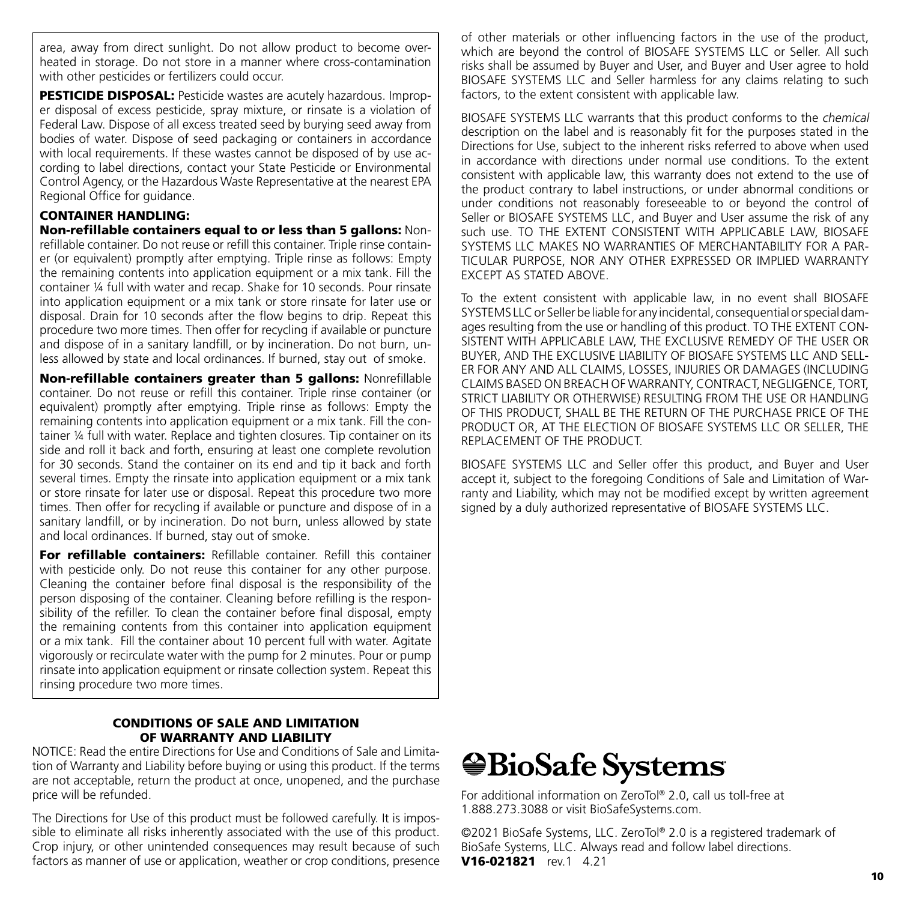area, away from direct sunlight. Do not allow product to become overheated in storage. Do not store in a manner where cross-contamination with other pesticides or fertilizers could occur.

**PESTICIDE DISPOSAL:** Pesticide wastes are acutely hazardous. Improper disposal of excess pesticide, spray mixture, or rinsate is a violation of Federal Law. Dispose of all excess treated seed by burying seed away from bodies of water. Dispose of seed packaging or containers in accordance with local requirements. If these wastes cannot be disposed of by use according to label directions, contact your State Pesticide or Environmental Control Agency, or the Hazardous Waste Representative at the nearest EPA Regional Office for guidance.

**CONTAINER HANDLING:**

**Non-refillable containers equal to or less than 5 gallons:** Non-refillable container. Do not reuse or refill this container. Triple rinse container (or equivalent) promptly after emptying. Triple rinse as follows: Empty the remaining contents into application equipment or a mix tank. Fill the container ¼ full with water and recap. Shake for 10 seconds. Pour rinsate into application equipment or a mix tank or store rinsate for later use or disposal. Drain for 10 seconds after the flow begins to drip. Repeat this procedure two more times. Then offer for recycling if available or puncture and dispose of in a sanitary landfill, or by incineration. Do not burn, unless allowed by state and local ordinances. If burned, stay out of smoke.

**Non-refillable containers greater than 5 gallons:** Nonrefillable container. Do not reuse or refill this container. Triple rinse container (or equivalent) promptly after emptying. Triple rinse as follows: Empty the remaining contents into application equipment or a mix tank. Fill the container ¼ full with water. Replace and tighten closures. Tip container on its side and roll it back and forth, ensuring at least one complete revolution for 30 seconds. Stand the container on its end and tip it back and forth several times. Empty the rinsate into application equipment or a mix tank or store rinsate for later use or disposal. Repeat this procedure two more times. Then offer for recycling if available or puncture and dispose of in a sanitary landfill, or by incineration. Do not burn, unless allowed by state and local ordinances. If burned, stay out of smoke.

**For refillable containers:** Refillable container. Refill this container with pesticide only. Do not reuse this container for any other purpose. Cleaning the container before final disposal is the responsibility of the person disposing of the container. Cleaning before refilling is the responsibility of the refiller. To clean the container before final disposal, empty the remaining contents from this container into application equipment or a mix tank. Fill the container about 10 percent full with water. Agitate vigorously or recirculate water with the pump for 2 minutes. Pour or pump rinsate into application equipment or rinsate collection system. Repeat this rinsing procedure two more times.

## CONDITIONS OF SALE AND LIMITATION OF WARRANTY AND LIABILITY

NOTICE: Read the entire Directions for Use and Conditions of Sale and Limitation of Warranty and Liability before buying or using this product. If the terms are not acceptable, return the product at once, unopened, and the purchase price will be refunded.

The Directions for Use of this product must be followed carefully. It is impossible to eliminate all risks inherently associated with the use of this product. Crop injury, or other unintended consequences may result because of such factors as manner of use or application, weather or crop conditions, presence of other materials or other influencing factors in the use of the product, which are beyond the control of BIOSAFE SYSTEMS LLC or Seller. All such risks shall be assumed by Buyer and User, and Buyer and User agree to hold BIOSAFE SYSTEMS LLC and Seller harmless for any claims relating to such factors, to the extent consistent with applicable law.

BIOSAFE SYSTEMS LLC warrants that this product conforms to the *chemical* description on the label and is reasonably fit for the purposes stated in the Directions for Use, subject to the inherent risks referred to above when used in accordance with directions under normal use conditions. To the extent consistent with applicable law, this warranty does not extend to the use of the product contrary to label instructions, or under abnormal conditions or under conditions not reasonably foreseeable to or beyond the control of Seller or BIOSAFE SYSTEMS LLC, and Buyer and User assume the risk of any such use. TO THE EXTENT CONSISTENT WITH APPLICABLE LAW, BIOSAFE SYSTEMS LLC MAKES NO WARRANTIES OF MERCHANTABILITY FOR A PARTICULAR PURPOSE, NOR ANY OTHER EXPRESSED OR IMPLIED WARRANTY EXCEPT AS STATED ABOVE.

To the extent consistent with applicable law, in no event shall BIOSAFE SYSTEMS LLC or Seller be liable for any incidental, consequential or special damages resulting from the use or handling of this product. TO THE EXTENT CONSISTENT WITH APPLICABLE LAW, THE EXCLUSIVE REMEDY OF THE USER OR BUYER, AND THE EXCLUSIVE LIABILITY OF BIOSAFE SYSTEMS LLC AND SELLER FOR ANY AND ALL CLAIMS, LOSSES, INJURIES OR DAMAGES (INCLUDING CLAIMS BASED ON BREACH OF WARRANTY, CONTRACT, NEGLIGENCE, TORT, STRICT LIABILITY OR OTHERWISE) RESULTING FROM THE USE OR HANDLING OF THIS PRODUCT, SHALL BE THE RETURN OF THE PURCHASE PRICE OF THE PRODUCT OR, AT THE ELECTION OF BIOSAFE SYSTEMS LLC OR SELLER, THE REPLACEMENT OF THE PRODUCT.

BIOSAFE SYSTEMS LLC and Seller offer this product, and Buyer and User accept it, subject to the foregoing Conditions of Sale and Limitation of Warranty and Liability, which may not be modified except by written agreement signed by a duly authorized representative of BIOSAFE SYSTEMS LLC.

**BioSafe Systems**

For additional information on ZeroTol® 2.0, call us toll-free at 1.888.273.3088 or visit BioSafeSystems.com.

©2021 BioSafe Systems, LLC. ZeroTol® 2.0 is a registered trademark of BioSafe Systems, LLC. Always read and follow label directions.
**V16-021821** rev.1 4.21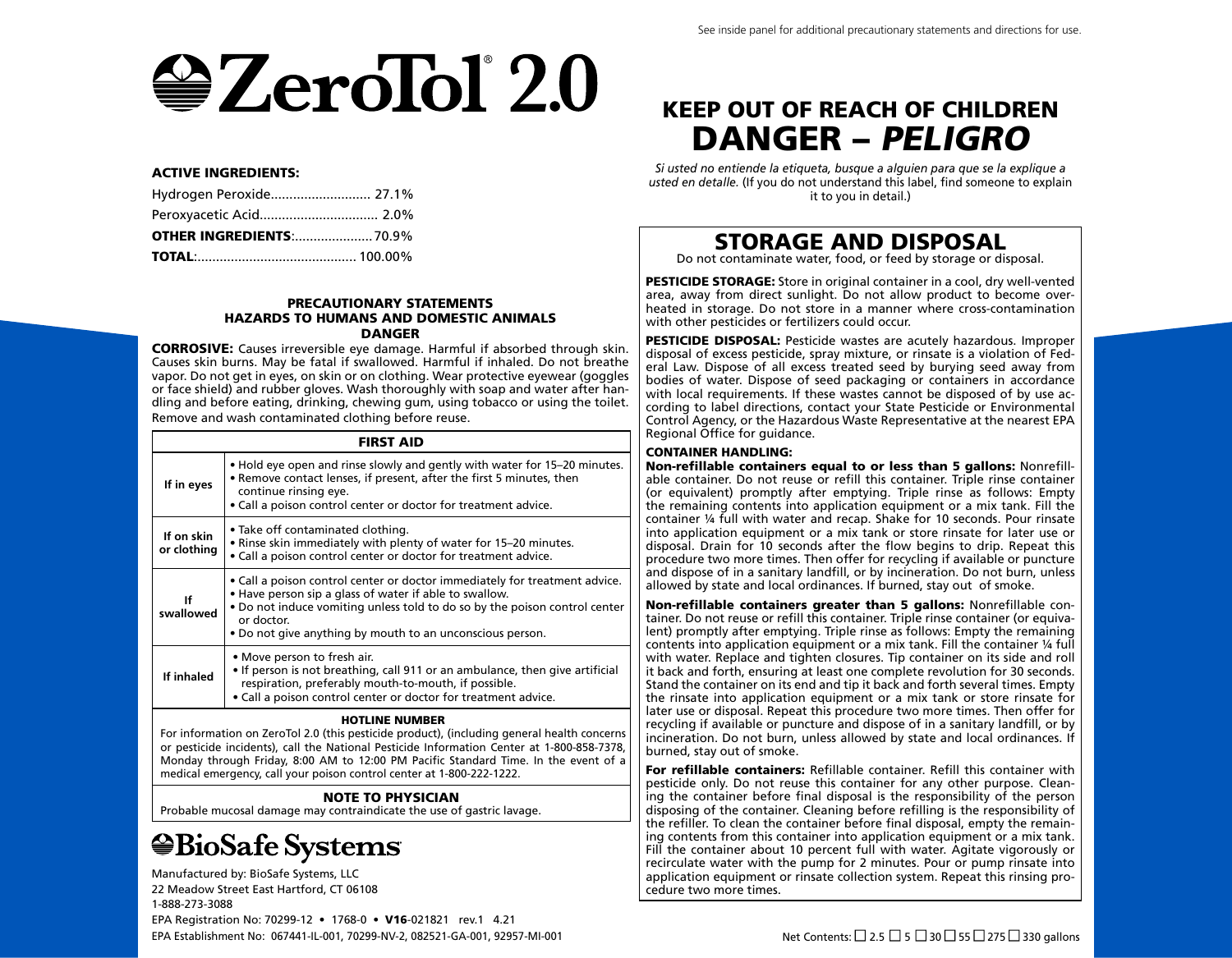See inside panel for additional precautionary statements and directions for use.

# ZeroTol® 2.0

**ACTIVE INGREDIENTS:**

Hydrogen Peroxide........................... 27.1%
Peroxyacetic Acid................................ 2.0%
**OTHER INGREDIENTS**:..................... 70.9%
**TOTAL**:........................................... 100.00%

### PRECAUTIONARY STATEMENTS
### HAZARDS TO HUMANS AND DOMESTIC ANIMALS
### DANGER

**CORROSIVE:** Causes irreversible eye damage. Harmful if absorbed through skin. Causes skin burns. May be fatal if swallowed. Harmful if inhaled. Do not breathe vapor. Do not get in eyes, on skin or on clothing. Wear protective eyewear (goggles or face shield) and rubber gloves. Wash thoroughly with soap and water after handling and before eating, drinking, chewing gum, using tobacco or using the toilet. Remove and wash contaminated clothing before reuse.

| FIRST AID | |
|---|---|
| **If in eyes** | • Hold eye open and rinse slowly and gently with water for 15–20 minutes.<br>• Remove contact lenses, if present, after the first 5 minutes, then continue rinsing eye.<br>• Call a poison control center or doctor for treatment advice. |
| **If on skin or clothing** | • Take off contaminated clothing.<br>• Rinse skin immediately with plenty of water for 15–20 minutes.<br>• Call a poison control center or doctor for treatment advice. |
| **If swallowed** | • Call a poison control center or doctor immediately for treatment advice.<br>• Have person sip a glass of water if able to swallow.<br>• Do not induce vomiting unless told to do so by the poison control center or doctor.<br>• Do not give anything by mouth to an unconscious person. |
| **If inhaled** | • Move person to fresh air.<br>• If person is not breathing, call 911 or an ambulance, then give artificial respiration, preferably mouth-to-mouth, if possible.<br>• Call a poison control center or doctor for treatment advice. |

**HOTLINE NUMBER**

For information on ZeroTol 2.0 (this pesticide product), (including general health concerns or pesticide incidents), call the National Pesticide Information Center at 1-800-858-7378, Monday through Friday, 8:00 AM to 12:00 PM Pacific Standard Time. In the event of a medical emergency, call your poison control center at 1-800-222-1222.

**NOTE TO PHYSICIAN**

Probable mucosal damage may contraindicate the use of gastric lavage.

**BioSafe Systems**

Manufactured by: BioSafe Systems, LLC
22 Meadow Street East Hartford, CT 06108
1-888-273-3088
EPA Registration No: 70299-12 • 1768-0 • **V16**-021821 rev.1 4.21
EPA Establishment No: 067441-IL-001, 70299-NV-2, 082521-GA-001, 92957-MI-001

## KEEP OUT OF REACH OF CHILDREN
## DANGER – *PELIGRO*

*Si usted no entiende la etiqueta, busque a alguien para que se la explique a usted en detalle.* (If you do not understand this label, find someone to explain it to you in detail.)

## STORAGE AND DISPOSAL

Do not contaminate water, food, or feed by storage or disposal.

**PESTICIDE STORAGE:** Store in original container in a cool, dry well-vented area, away from direct sunlight. Do not allow product to become overheated in storage. Do not store in a manner where cross-contamination with other pesticides or fertilizers could occur.

**PESTICIDE DISPOSAL:** Pesticide wastes are acutely hazardous. Improper disposal of excess pesticide, spray mixture, or rinsate is a violation of Federal Law. Dispose of all excess treated seed by burying seed away from bodies of water. Dispose of seed packaging or containers in accordance with local requirements. If these wastes cannot be disposed of by use according to label directions, contact your State Pesticide or Environmental Control Agency, or the Hazardous Waste Representative at the nearest EPA Regional Office for guidance.

**CONTAINER HANDLING:**

**Non-refillable containers equal to or less than 5 gallons:** Nonrefillable container. Do not reuse or refill this container. Triple rinse container (or equivalent) promptly after emptying. Triple rinse as follows: Empty the remaining contents into application equipment or a mix tank. Fill the container ¼ full with water and recap. Shake for 10 seconds. Pour rinsate into application equipment or a mix tank or store rinsate for later use or disposal. Drain for 10 seconds after the flow begins to drip. Repeat this procedure two more times. Then offer for recycling if available or puncture and dispose of in a sanitary landfill, or by incineration. Do not burn, unless allowed by state and local ordinances. If burned, stay out of smoke.

**Non-refillable containers greater than 5 gallons:** Nonrefillable container. Do not reuse or refill this container. Triple rinse container (or equivalent) promptly after emptying. Triple rinse as follows: Empty the remaining contents into application equipment or a mix tank. Fill the container ¼ full with water. Replace and tighten closures. Tip container on its side and roll it back and forth, ensuring at least one complete revolution for 30 seconds. Stand the container on its end and tip it back and forth several times. Empty the rinsate into application equipment or a mix tank or store rinsate for later use or disposal. Repeat this procedure two more times. Then offer for recycling if available or puncture and dispose of in a sanitary landfill, or by incineration. Do not burn, unless allowed by state and local ordinances. If burned, stay out of smoke.

**For refillable containers:** Refillable container. Refill this container with pesticide only. Do not reuse this container for any other purpose. Cleaning the container before final disposal is the responsibility of the person disposing of the container. Cleaning before refilling is the responsibility of the refiller. To clean the container before final disposal, empty the remaining contents from this container into application equipment or a mix tank. Fill the container about 10 percent full with water. Agitate vigorously or recirculate water with the pump for 2 minutes. Pour or pump rinsate into application equipment or rinsate collection system. Repeat this rinsing procedure two more times.

Net Contents: ☐ 2.5 ☐ 5 ☐ 30 ☐ 55 ☐ 275 ☐ 330 gallons